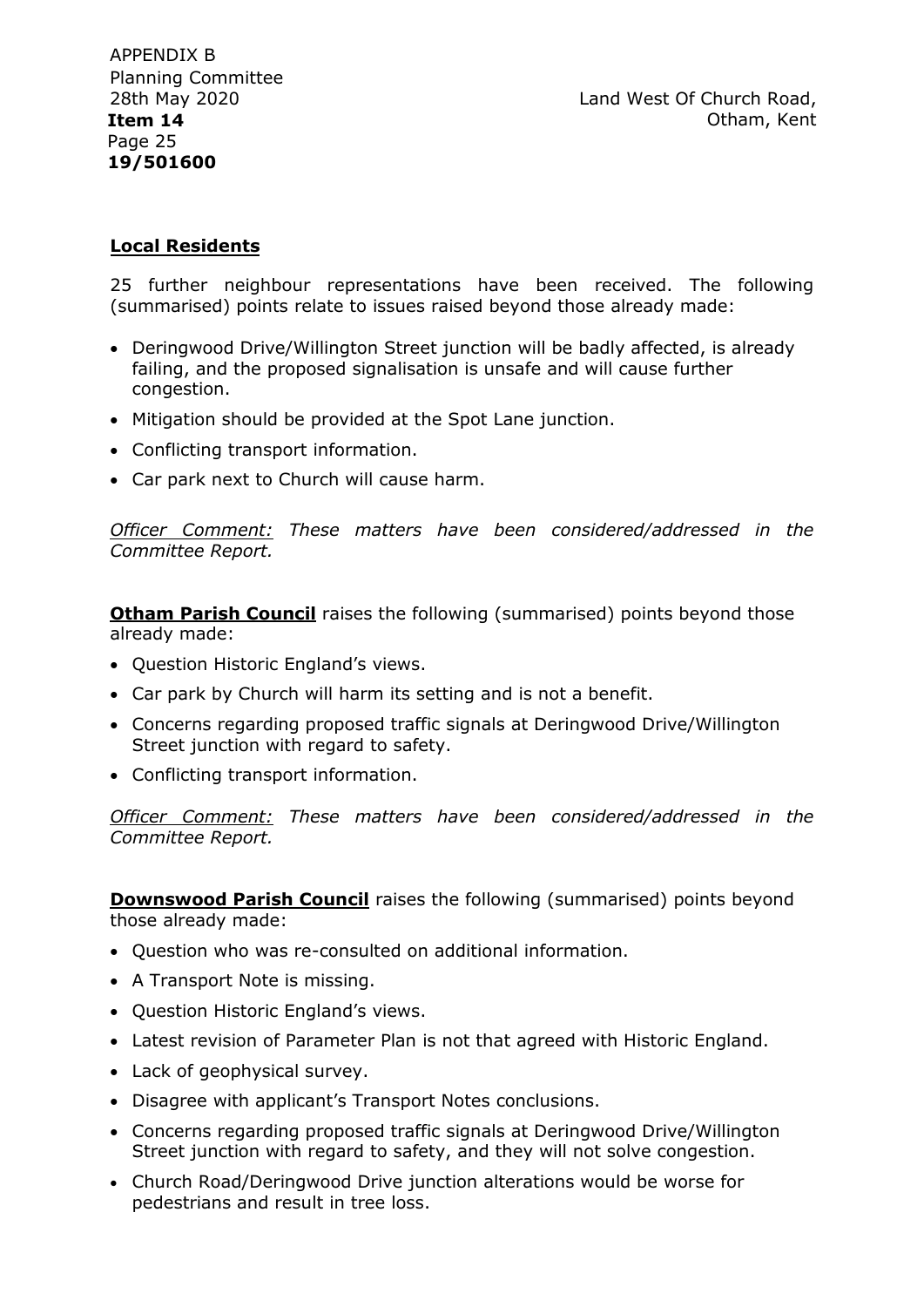APPENDIX B
Planning Committee
28th May 2020
**Item 14**
Page 25
**19/501600**

Land West Of Church Road, Otham, Kent

**Local Residents**

25 further neighbour representations have been received. The following (summarised) points relate to issues raised beyond those already made:

- Deringwood Drive/Willington Street junction will be badly affected, is already failing, and the proposed signalisation is unsafe and will cause further congestion.
- Mitigation should be provided at the Spot Lane junction.
- Conflicting transport information.
- Car park next to Church will cause harm.

*Officer Comment: These matters have been considered/addressed in the Committee Report.*

**Otham Parish Council** raises the following (summarised) points beyond those already made:

- Question Historic England's views.
- Car park by Church will harm its setting and is not a benefit.
- Concerns regarding proposed traffic signals at Deringwood Drive/Willington Street junction with regard to safety.
- Conflicting transport information.

*Officer Comment: These matters have been considered/addressed in the Committee Report.*

**Downswood Parish Council** raises the following (summarised) points beyond those already made:

- Question who was re-consulted on additional information.
- A Transport Note is missing.
- Question Historic England's views.
- Latest revision of Parameter Plan is not that agreed with Historic England.
- Lack of geophysical survey.
- Disagree with applicant's Transport Notes conclusions.
- Concerns regarding proposed traffic signals at Deringwood Drive/Willington Street junction with regard to safety, and they will not solve congestion.
- Church Road/Deringwood Drive junction alterations would be worse for pedestrians and result in tree loss.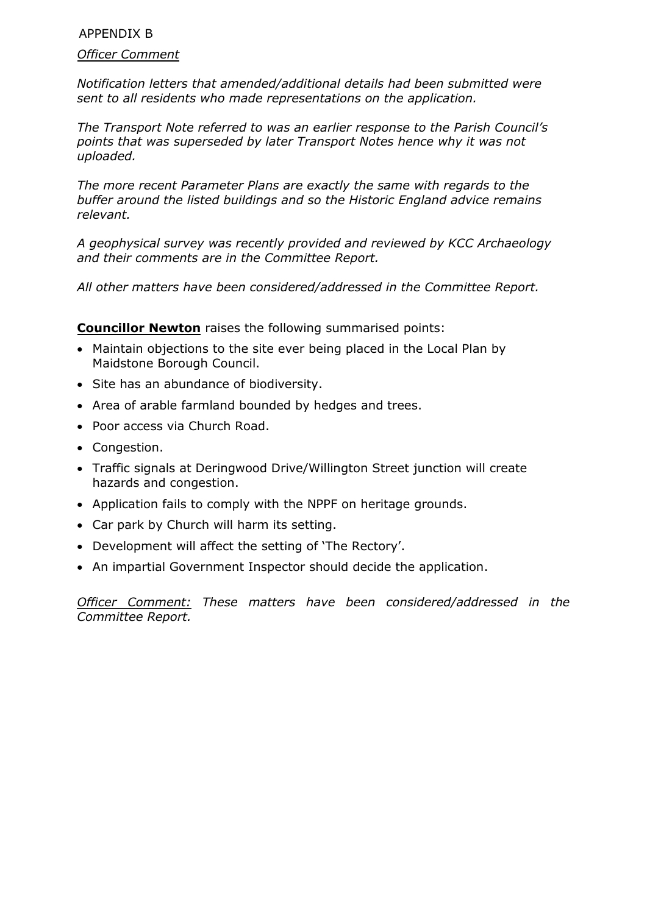APPENDIX B

*Officer Comment*

*Notification letters that amended/additional details had been submitted were sent to all residents who made representations on the application.*

*The Transport Note referred to was an earlier response to the Parish Council's points that was superseded by later Transport Notes hence why it was not uploaded.*

*The more recent Parameter Plans are exactly the same with regards to the buffer around the listed buildings and so the Historic England advice remains relevant.*

*A geophysical survey was recently provided and reviewed by KCC Archaeology and their comments are in the Committee Report.*

*All other matters have been considered/addressed in the Committee Report.*

**Councillor Newton** raises the following summarised points:

- Maintain objections to the site ever being placed in the Local Plan by Maidstone Borough Council.
- Site has an abundance of biodiversity.
- Area of arable farmland bounded by hedges and trees.
- Poor access via Church Road.
- Congestion.
- Traffic signals at Deringwood Drive/Willington Street junction will create hazards and congestion.
- Application fails to comply with the NPPF on heritage grounds.
- Car park by Church will harm its setting.
- Development will affect the setting of 'The Rectory'.
- An impartial Government Inspector should decide the application.

*Officer Comment: These matters have been considered/addressed in the Committee Report.*